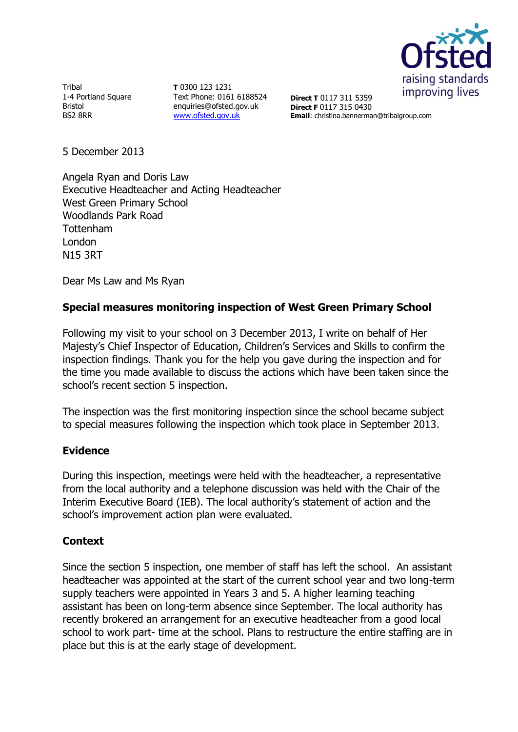Tribal
1-4 Portland Square
Bristol
BS2 8RR

**T** 0300 123 1231
Text Phone: 0161 6188524
enquiries@ofsted.gov.uk
www.ofsted.gov.uk

**Direct T** 0117 311 5359
**Direct F** 0117 315 0430
**Email**: christina.bannerman@tribalgroup.com

5 December 2013

Angela Ryan and Doris Law
Executive Headteacher and Acting Headteacher
West Green Primary School
Woodlands Park Road
Tottenham
London
N15 3RT

Dear Ms Law and Ms Ryan

**Special measures monitoring inspection of West Green Primary School**

Following my visit to your school on 3 December 2013, I write on behalf of Her Majesty's Chief Inspector of Education, Children's Services and Skills to confirm the inspection findings. Thank you for the help you gave during the inspection and for the time you made available to discuss the actions which have been taken since the school's recent section 5 inspection.

The inspection was the first monitoring inspection since the school became subject to special measures following the inspection which took place in September 2013.

## Evidence

During this inspection, meetings were held with the headteacher, a representative from the local authority and a telephone discussion was held with the Chair of the Interim Executive Board (IEB). The local authority's statement of action and the school's improvement action plan were evaluated.

## Context

Since the section 5 inspection, one member of staff has left the school. An assistant headteacher was appointed at the start of the current school year and two long-term supply teachers were appointed in Years 3 and 5. A higher learning teaching assistant has been on long-term absence since September. The local authority has recently brokered an arrangement for an executive headteacher from a good local school to work part- time at the school. Plans to restructure the entire staffing are in place but this is at the early stage of development.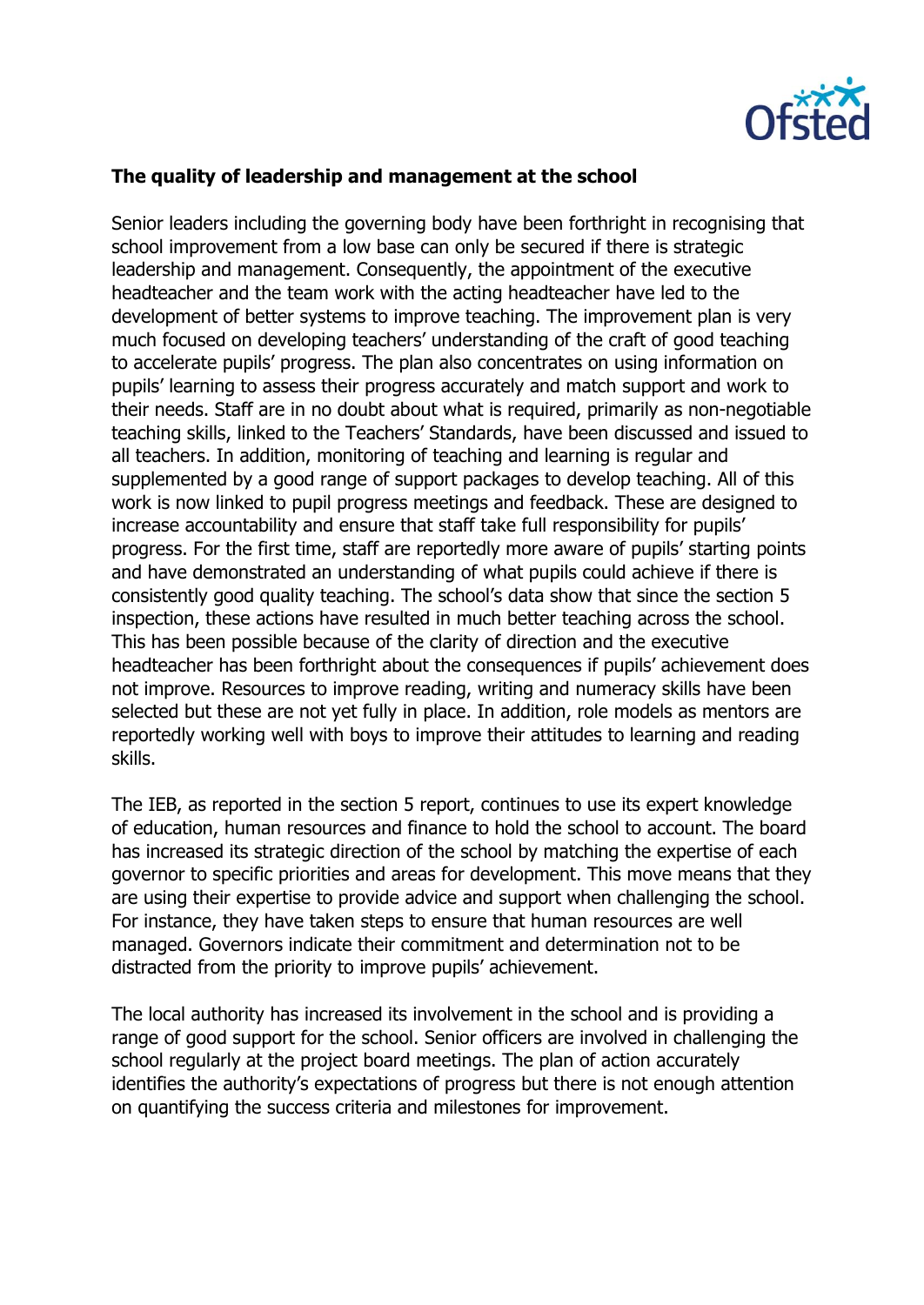**The quality of leadership and management at the school**

Senior leaders including the governing body have been forthright in recognising that school improvement from a low base can only be secured if there is strategic leadership and management. Consequently, the appointment of the executive headteacher and the team work with the acting headteacher have led to the development of better systems to improve teaching. The improvement plan is very much focused on developing teachers' understanding of the craft of good teaching to accelerate pupils' progress. The plan also concentrates on using information on pupils' learning to assess their progress accurately and match support and work to their needs. Staff are in no doubt about what is required, primarily as non-negotiable teaching skills, linked to the Teachers' Standards, have been discussed and issued to all teachers. In addition, monitoring of teaching and learning is regular and supplemented by a good range of support packages to develop teaching. All of this work is now linked to pupil progress meetings and feedback. These are designed to increase accountability and ensure that staff take full responsibility for pupils' progress. For the first time, staff are reportedly more aware of pupils' starting points and have demonstrated an understanding of what pupils could achieve if there is consistently good quality teaching. The school's data show that since the section 5 inspection, these actions have resulted in much better teaching across the school. This has been possible because of the clarity of direction and the executive headteacher has been forthright about the consequences if pupils' achievement does not improve. Resources to improve reading, writing and numeracy skills have been selected but these are not yet fully in place. In addition, role models as mentors are reportedly working well with boys to improve their attitudes to learning and reading skills.

The IEB, as reported in the section 5 report, continues to use its expert knowledge of education, human resources and finance to hold the school to account. The board has increased its strategic direction of the school by matching the expertise of each governor to specific priorities and areas for development. This move means that they are using their expertise to provide advice and support when challenging the school. For instance, they have taken steps to ensure that human resources are well managed. Governors indicate their commitment and determination not to be distracted from the priority to improve pupils' achievement.

The local authority has increased its involvement in the school and is providing a range of good support for the school. Senior officers are involved in challenging the school regularly at the project board meetings. The plan of action accurately identifies the authority's expectations of progress but there is not enough attention on quantifying the success criteria and milestones for improvement.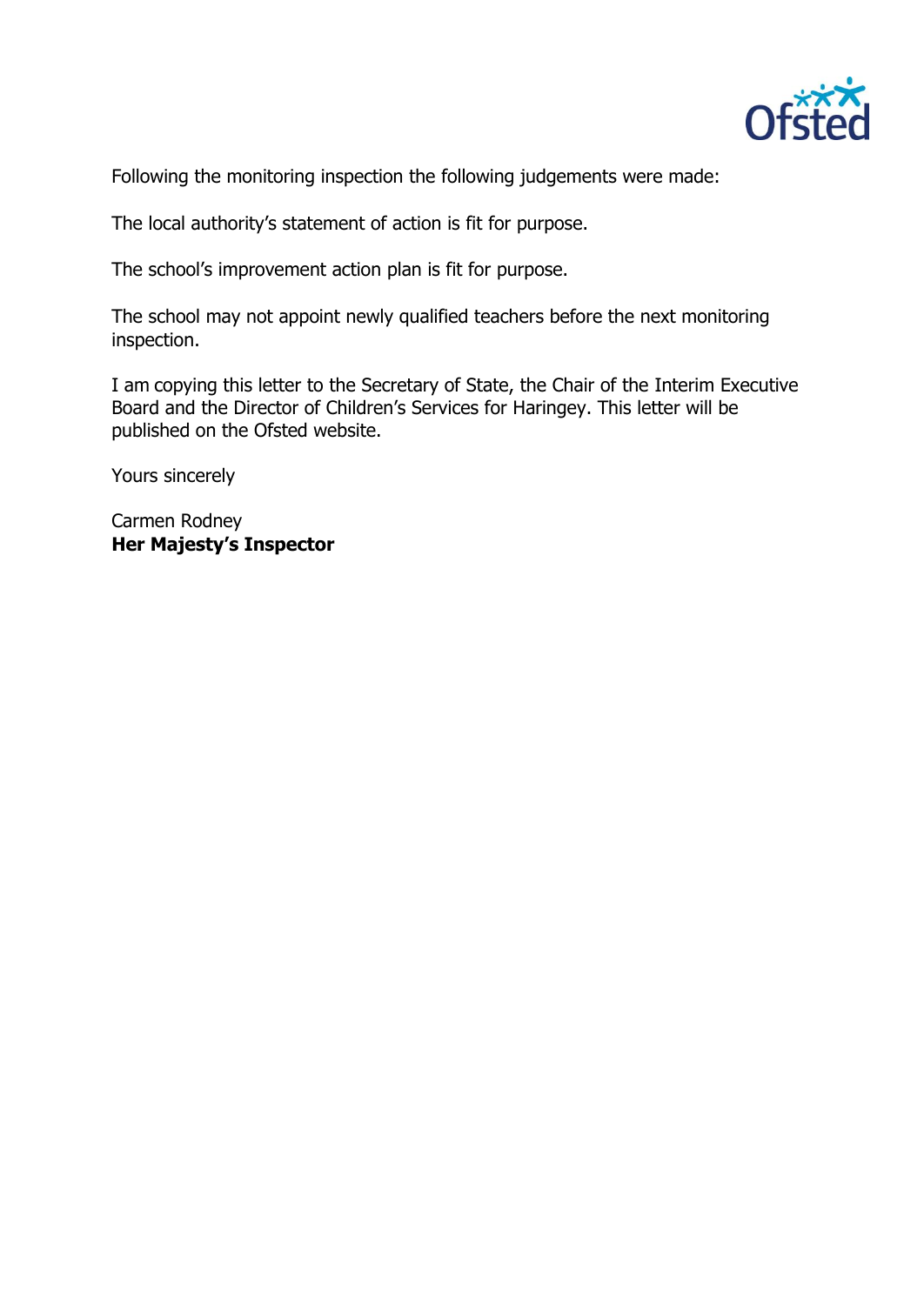Following the monitoring inspection the following judgements were made:

The local authority's statement of action is fit for purpose.

The school's improvement action plan is fit for purpose.

The school may not appoint newly qualified teachers before the next monitoring inspection.

I am copying this letter to the Secretary of State, the Chair of the Interim Executive Board and the Director of Children's Services for Haringey. This letter will be published on the Ofsted website.

Yours sincerely

Carmen Rodney  
**Her Majesty's Inspector**